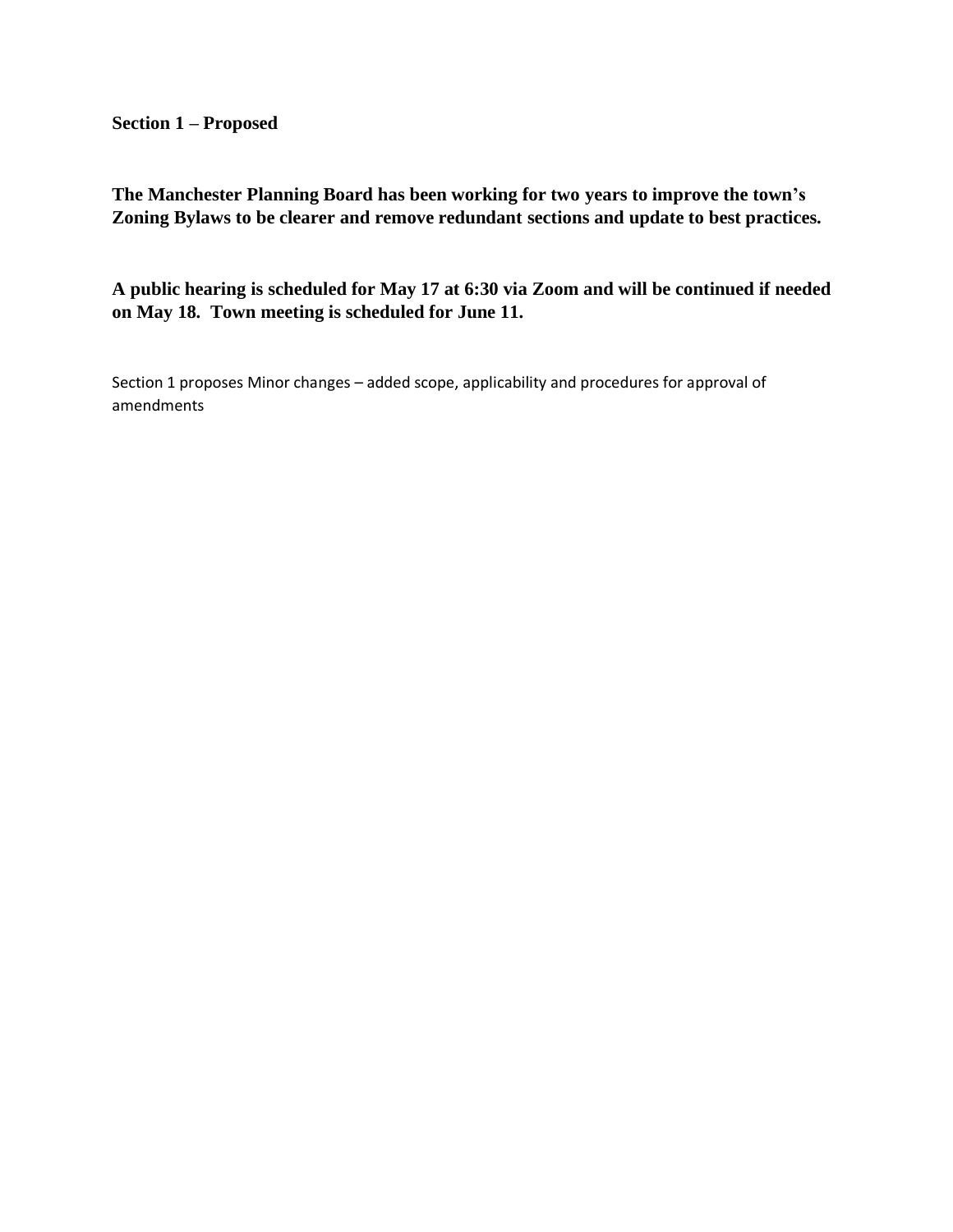**Section 1 – Proposed**

**The Manchester Planning Board has been working for two years to improve the town's Zoning Bylaws to be clearer and remove redundant sections and update to best practices.**

**A public hearing is scheduled for May 17 at 6:30 via Zoom and will be continued if needed on May 18. Town meeting is scheduled for June 11.**

Section 1 proposes Minor changes – added scope, applicability and procedures for approval of amendments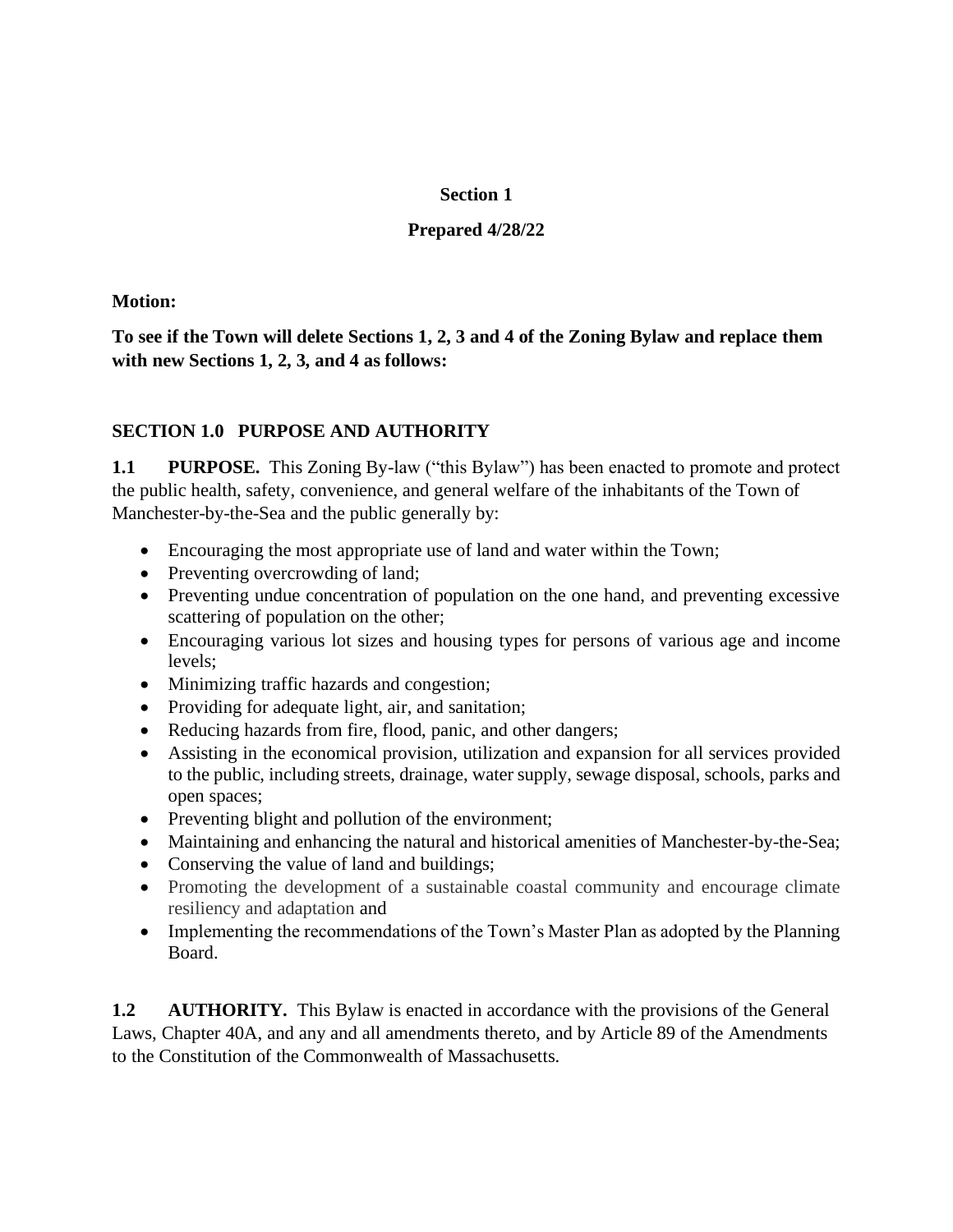**Section 1**

**Prepared 4/28/22**

**Motion:**

**To see if the Town will delete Sections 1, 2, 3 and 4 of the Zoning Bylaw and replace them with new Sections 1, 2, 3, and 4 as follows:**

## SECTION 1.0 PURPOSE AND AUTHORITY

**1.1 PURPOSE.** This Zoning By-law ("this Bylaw") has been enacted to promote and protect the public health, safety, convenience, and general welfare of the inhabitants of the Town of Manchester-by-the-Sea and the public generally by:

- Encouraging the most appropriate use of land and water within the Town;
- Preventing overcrowding of land;
- Preventing undue concentration of population on the one hand, and preventing excessive scattering of population on the other;
- Encouraging various lot sizes and housing types for persons of various age and income levels;
- Minimizing traffic hazards and congestion;
- Providing for adequate light, air, and sanitation;
- Reducing hazards from fire, flood, panic, and other dangers;
- Assisting in the economical provision, utilization and expansion for all services provided to the public, including streets, drainage, water supply, sewage disposal, schools, parks and open spaces;
- Preventing blight and pollution of the environment;
- Maintaining and enhancing the natural and historical amenities of Manchester-by-the-Sea;
- Conserving the value of land and buildings;
- Promoting the development of a sustainable coastal community and encourage climate resiliency and adaptation and
- Implementing the recommendations of the Town's Master Plan as adopted by the Planning Board.

**1.2 AUTHORITY.** This Bylaw is enacted in accordance with the provisions of the General Laws, Chapter 40A, and any and all amendments thereto, and by Article 89 of the Amendments to the Constitution of the Commonwealth of Massachusetts.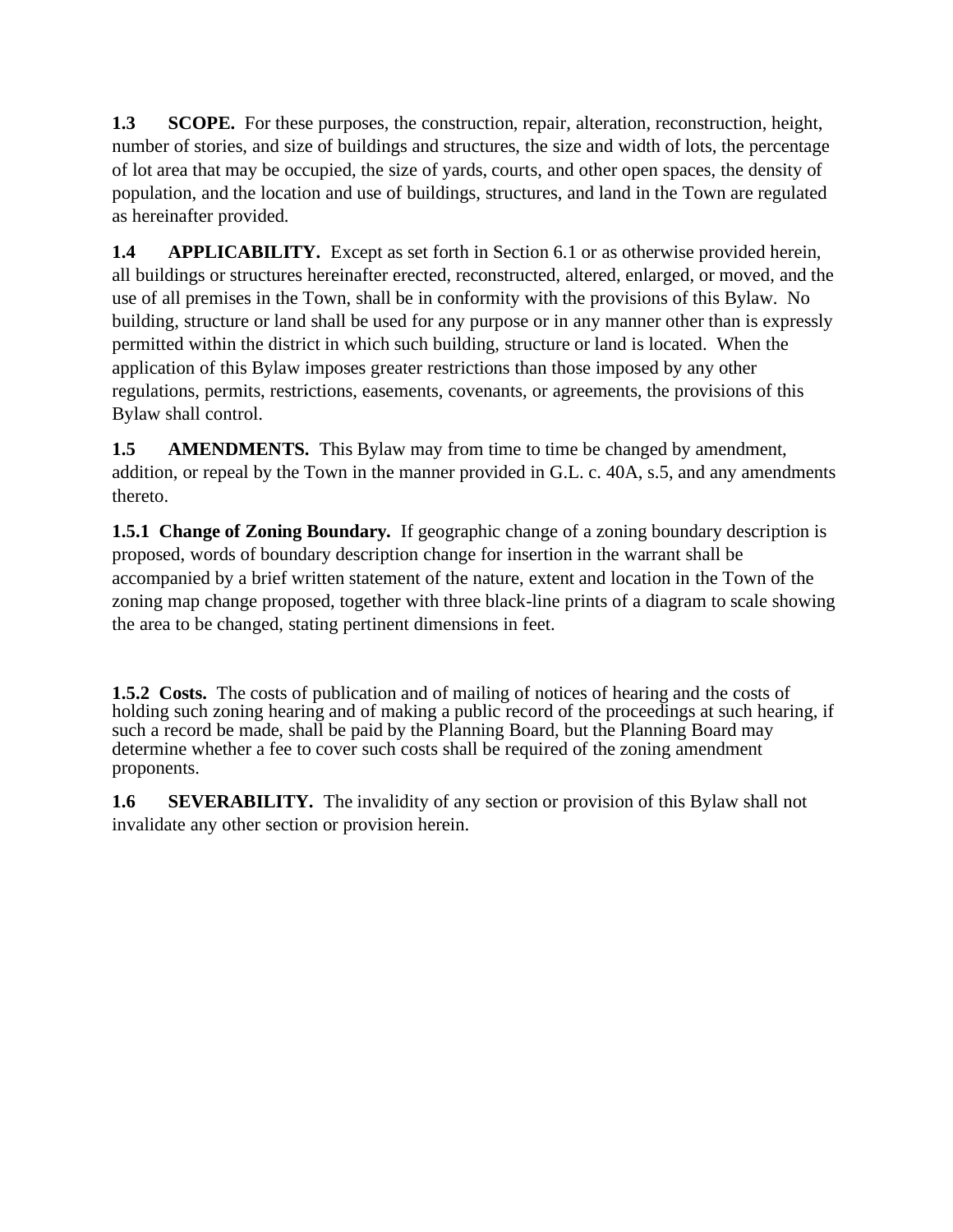**1.3 SCOPE.** For these purposes, the construction, repair, alteration, reconstruction, height, number of stories, and size of buildings and structures, the size and width of lots, the percentage of lot area that may be occupied, the size of yards, courts, and other open spaces, the density of population, and the location and use of buildings, structures, and land in the Town are regulated as hereinafter provided.

**1.4 APPLICABILITY.** Except as set forth in Section 6.1 or as otherwise provided herein, all buildings or structures hereinafter erected, reconstructed, altered, enlarged, or moved, and the use of all premises in the Town, shall be in conformity with the provisions of this Bylaw. No building, structure or land shall be used for any purpose or in any manner other than is expressly permitted within the district in which such building, structure or land is located. When the application of this Bylaw imposes greater restrictions than those imposed by any other regulations, permits, restrictions, easements, covenants, or agreements, the provisions of this Bylaw shall control.

**1.5 AMENDMENTS.** This Bylaw may from time to time be changed by amendment, addition, or repeal by the Town in the manner provided in G.L. c. 40A, s.5, and any amendments thereto.

**1.5.1 Change of Zoning Boundary.** If geographic change of a zoning boundary description is proposed, words of boundary description change for insertion in the warrant shall be accompanied by a brief written statement of the nature, extent and location in the Town of the zoning map change proposed, together with three black-line prints of a diagram to scale showing the area to be changed, stating pertinent dimensions in feet.

**1.5.2 Costs.** The costs of publication and of mailing of notices of hearing and the costs of holding such zoning hearing and of making a public record of the proceedings at such hearing, if such a record be made, shall be paid by the Planning Board, but the Planning Board may determine whether a fee to cover such costs shall be required of the zoning amendment proponents.

**1.6 SEVERABILITY.** The invalidity of any section or provision of this Bylaw shall not invalidate any other section or provision herein.